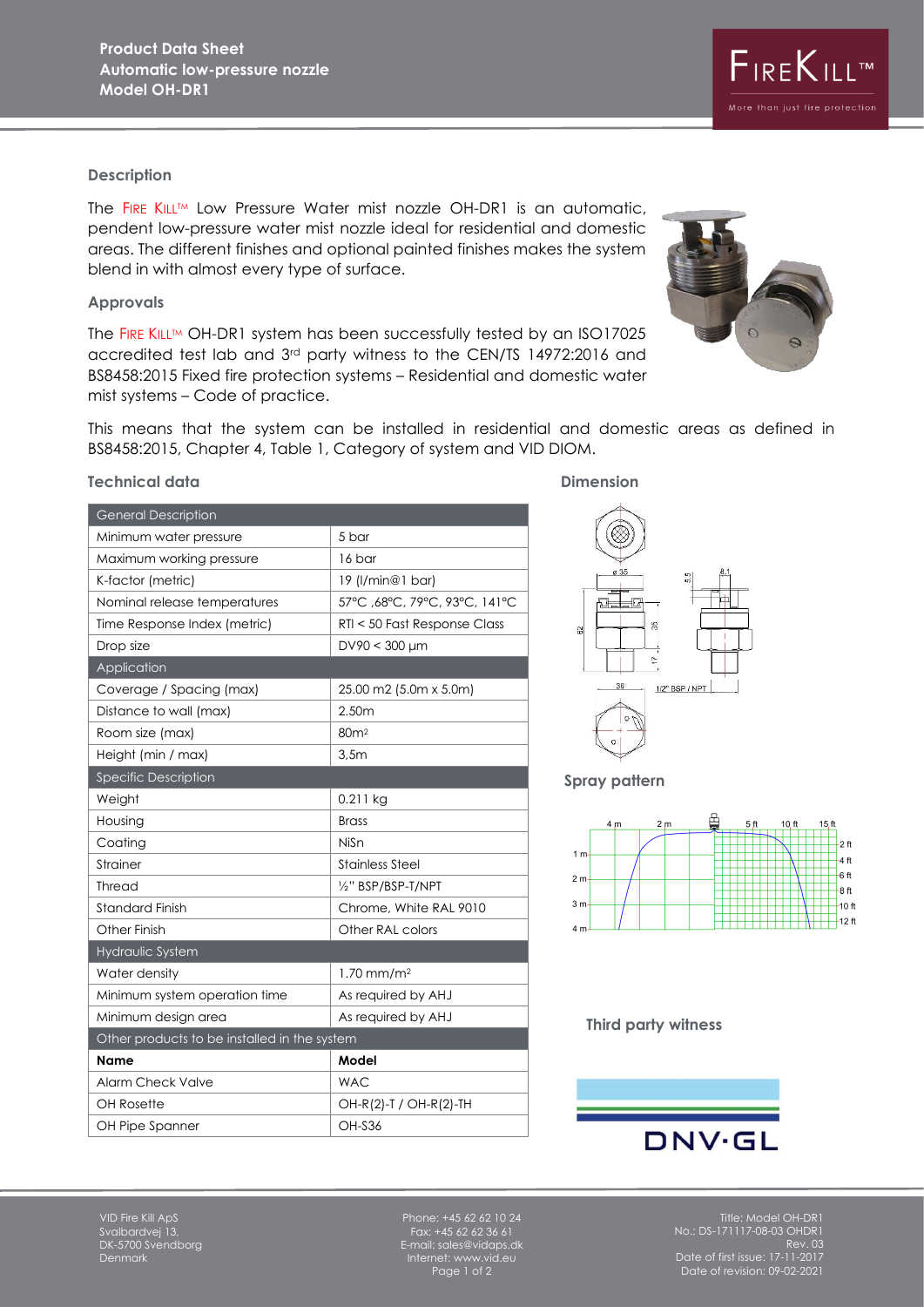# Product Data Sheet
## Automatic low-pressure nozzle
## Model OH-DR1

FIREKILL™

More than just fire protection

### Description

The FIRE KILL™ Low Pressure Water mist nozzle OH-DR1 is an automatic, pendent low-pressure water mist nozzle ideal for residential and domestic areas. The different finishes and optional painted finishes makes the system blend in with almost every type of surface.

### Approvals

The FIRE KILL™ OH-DR1 system has been successfully tested by an ISO17025 accredited test lab and 3rd party witness to the CEN/TS 14972:2016 and BS8458:2015 Fixed fire protection systems – Residential and domestic water mist systems – Code of practice.

This means that the system can be installed in residential and domestic areas as defined in BS8458:2015, Chapter 4, Table 1, Category of system and VID DIOM.

### Technical data

| General Description | |
|---|---|
| Minimum water pressure | 5 bar |
| Maximum working pressure | 16 bar |
| K-factor (metric) | 19 (l/min@1 bar) |
| Nominal release temperatures | 57°C ,68°C, 79°C, 93°C, 141°C |
| Time Response Index (metric) | RTI < 50 Fast Response Class |
| Drop size | DV90 < 300 µm |
| **Application** | |
| Coverage / Spacing (max) | 25.00 m2 (5.0m x 5.0m) |
| Distance to wall (max) | 2.50m |
| Room size (max) | 80m$^2$ |
| Height (min / max) | 3,5m |
| **Specific Description** | |
| Weight | 0.211 kg |
| Housing | Brass |
| Coating | NiSn |
| Strainer | Stainless Steel |
| Thread | ½" BSP/BSP-T/NPT |
| Standard Finish | Chrome, White RAL 9010 |
| Other Finish | Other RAL colors |
| **Hydraulic System** | |
| Water density | 1.70 mm/m$^2$ |
| Minimum system operation time | As required by AHJ |
| Minimum design area | As required by AHJ |
| **Other products to be installed in the system** | |
| **Name** | **Model** |
| Alarm Check Valve | WAC |
| OH Rosette | OH-R(2)-T / OH-R(2)-TH |
| OH Pipe Spanner | OH-S36 |

### Dimension

ø 35, 5.5, 8.1, 62, 35, 17, 36, 1/2" BSP / NPT

### Spray pattern

4 m, 2 m, 5 ft, 10 ft, 15 ft, 1 m, 2 m, 3 m, 4 m, 2 ft, 4 ft, 6 ft, 8 ft, 10 ft, 12 ft

### Third party witness

DNV·GL

VID Fire Kill ApS
Svalbardvej 13,
DK-5700 Svendborg
Denmark

Phone: +45 62 62 10 24
Fax: +45 62 62 36 61
E-mail: sales@vidaps.dk
Internet: www.vid.eu

Title: Model OH-DR1
No.: DS-171117-08-03 OHDR1
Rev. 03
Date of first issue: 17-11-2017
Date of revision: 09-02-2021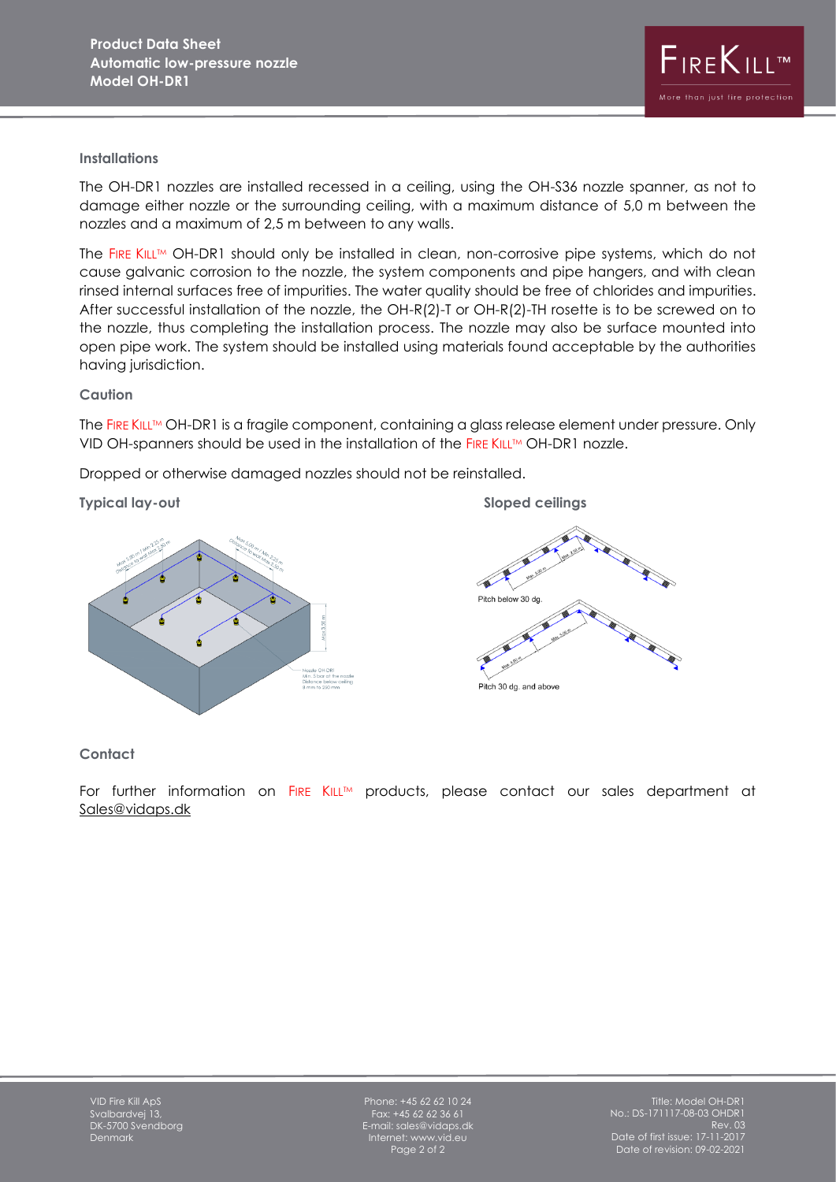### Installations

The OH-DR1 nozzles are installed recessed in a ceiling, using the OH-S36 nozzle spanner, as not to damage either nozzle or the surrounding ceiling, with a maximum distance of 5,0 m between the nozzles and a maximum of 2,5 m between to any walls.

The FIRE KILL™ OH-DR1 should only be installed in clean, non-corrosive pipe systems, which do not cause galvanic corrosion to the nozzle, the system components and pipe hangers, and with clean rinsed internal surfaces free of impurities. The water quality should be free of chlorides and impurities. After successful installation of the nozzle, the OH-R(2)-T or OH-R(2)-TH rosette is to be screwed on to the nozzle, thus completing the installation process. The nozzle may also be surface mounted into open pipe work. The system should be installed using materials found acceptable by the authorities having jurisdiction.

### Caution

The FIRE KILL™ OH-DR1 is a fragile component, containing a glass release element under pressure. Only VID OH-spanners should be used in the installation of the FIRE KILL™ OH-DR1 nozzle.

Dropped or otherwise damaged nozzles should not be reinstalled.

### Typical lay-out

Max 5,00 m / Min 2,25 m
Distance to wall Max 2,50 m

Max 5,00 m / Min 2,25 m
Distance to wall Max 2,50 m

Max 3,50 m

Nozzle OH-DR1
Min. 5 bar at the nozzle
Distance below ceiling
8 mm to 250 mm

### Sloped ceilings

Max. 5,00 m
Max. 5,00 m
Pitch below 30 dg.

Max. 5,00 m
Max. 5,00 m
Pitch 30 dg. and above

### Contact

For further information on FIRE KILL™ products, please contact our sales department at Sales@vidaps.dk

VID Fire Kill ApS
Svalbardvej 13,
DK-5700 Svendborg
Denmark

Phone: +45 62 62 10 24
Fax: +45 62 62 36 61
E-mail: sales@vidaps.dk
Internet: www.vid.eu

Title: Model OH-DR1
No.: DS-171117-08-03 OHDR1
Rev. 03
Date of first issue: 17-11-2017
Date of revision: 09-02-2021